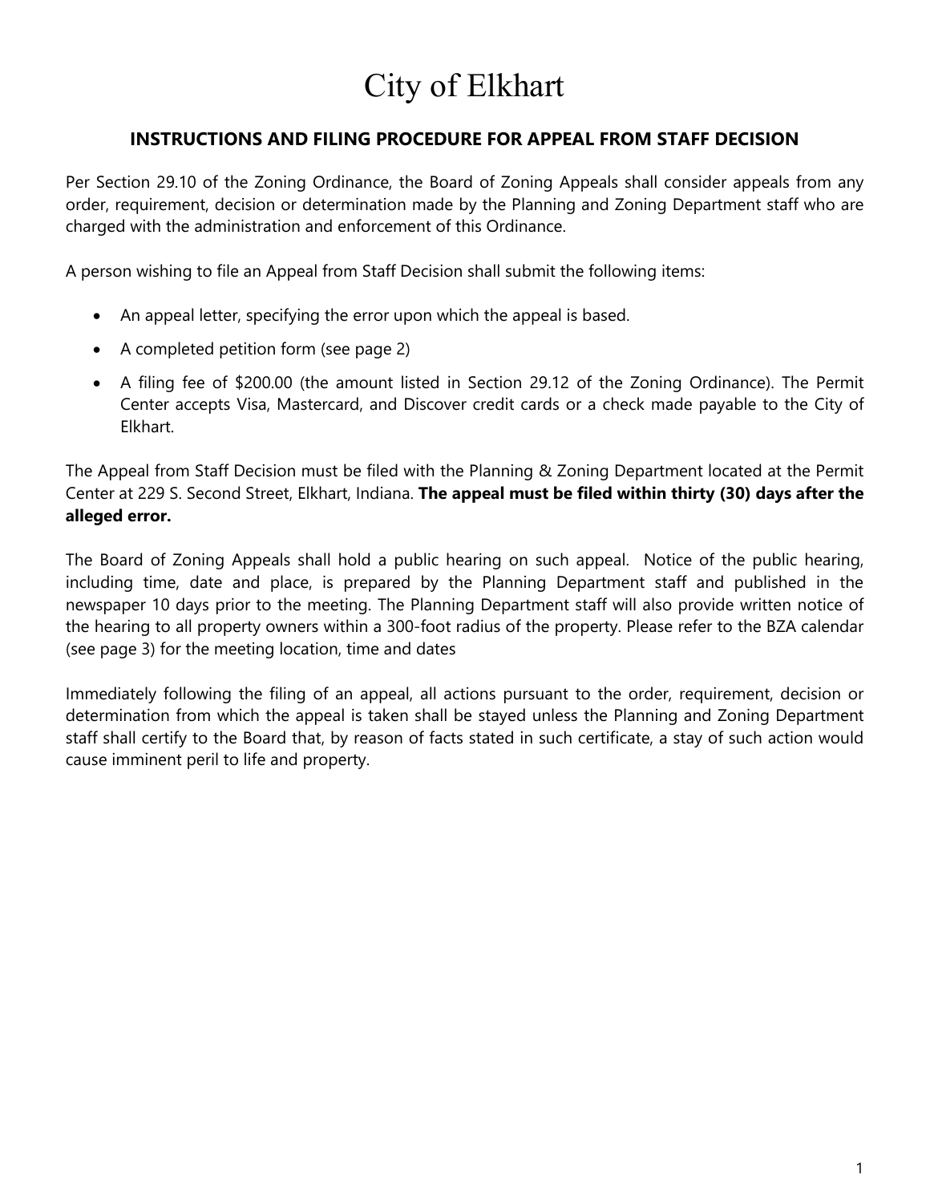# City of Elkhart

## INSTRUCTIONS AND FILING PROCEDURE FOR APPEAL FROM STAFF DECISION

Per Section 29.10 of the Zoning Ordinance, the Board of Zoning Appeals shall consider appeals from any order, requirement, decision or determination made by the Planning and Zoning Department staff who are charged with the administration and enforcement of this Ordinance.

A person wishing to file an Appeal from Staff Decision shall submit the following items:

- An appeal letter, specifying the error upon which the appeal is based.
- A completed petition form (see page 2)
- A filing fee of $200.00 (the amount listed in Section 29.12 of the Zoning Ordinance). The Permit Center accepts Visa, Mastercard, and Discover credit cards or a check made payable to the City of Elkhart.

The Appeal from Staff Decision must be filed with the Planning & Zoning Department located at the Permit Center at 229 S. Second Street, Elkhart, Indiana. **The appeal must be filed within thirty (30) days after the alleged error.**

The Board of Zoning Appeals shall hold a public hearing on such appeal. Notice of the public hearing, including time, date and place, is prepared by the Planning Department staff and published in the newspaper 10 days prior to the meeting. The Planning Department staff will also provide written notice of the hearing to all property owners within a 300-foot radius of the property. Please refer to the BZA calendar (see page 3) for the meeting location, time and dates

Immediately following the filing of an appeal, all actions pursuant to the order, requirement, decision or determination from which the appeal is taken shall be stayed unless the Planning and Zoning Department staff shall certify to the Board that, by reason of facts stated in such certificate, a stay of such action would cause imminent peril to life and property.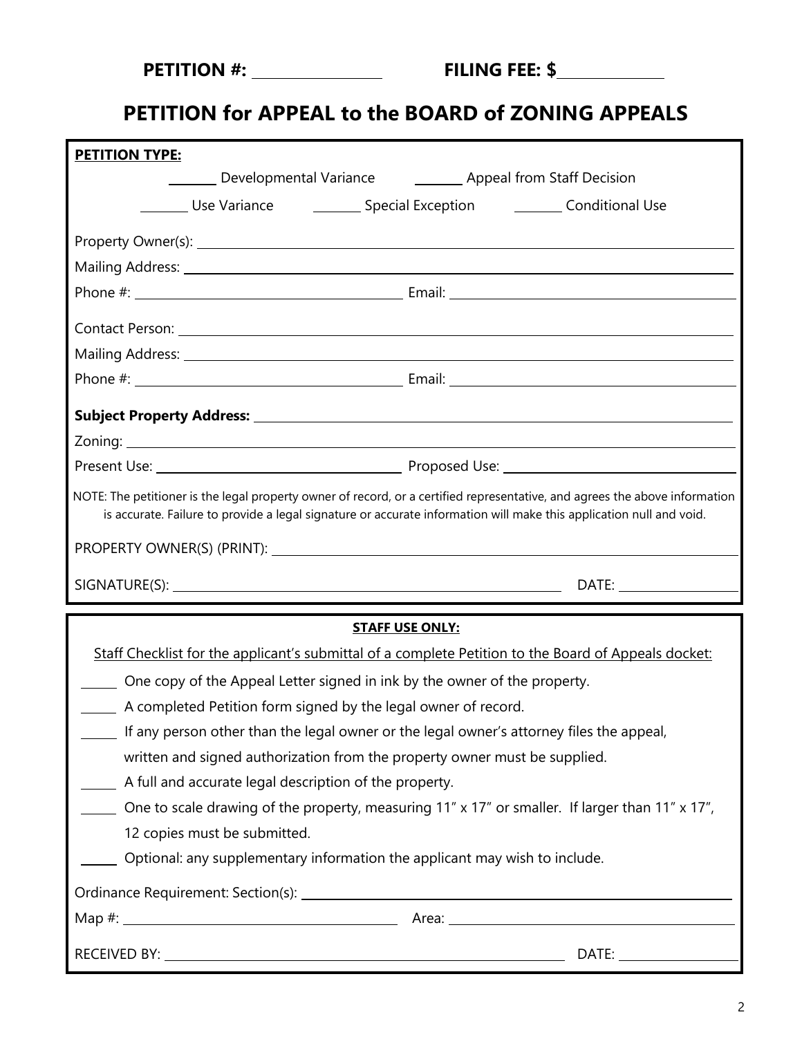**PETITION #: ________________  FILING FEE: $______________**

# PETITION for APPEAL to the BOARD of ZONING APPEALS

**PETITION TYPE:**

_______ Developmental Variance  _______ Appeal from Staff Decision

_______ Use Variance  _______ Special Exception  _______ Conditional Use

Property Owner(s): ______________________________________________

Mailing Address: ______________________________________________

Phone #: ______________________ Email: ______________________

Contact Person: ______________________________________________

Mailing Address: ______________________________________________

Phone #: ______________________ Email: ______________________

**Subject Property Address:** ______________________________________________

Zoning: ______________________________________________

Present Use: ______________________ Proposed Use: ______________________

NOTE: The petitioner is the legal property owner of record, or a certified representative, and agrees the above information is accurate. Failure to provide a legal signature or accurate information will make this application null and void.

PROPERTY OWNER(S) (PRINT): ______________________________________________

SIGNATURE(S): ______________________________ DATE: ______________

**STAFF USE ONLY:**

Staff Checklist for the applicant's submittal of a complete Petition to the Board of Appeals docket:

_____ One copy of the Appeal Letter signed in ink by the owner of the property.

_____ A completed Petition form signed by the legal owner of record.

_____ If any person other than the legal owner or the legal owner's attorney files the appeal, written and signed authorization from the property owner must be supplied.

_____ A full and accurate legal description of the property.

_____ One to scale drawing of the property, measuring 11" x 17" or smaller. If larger than 11" x 17", 12 copies must be submitted.

_____ Optional: any supplementary information the applicant may wish to include.

Ordinance Requirement: Section(s): ______________________________________________

Map #: ______________________ Area: ______________________

RECEIVED BY: ______________________________ DATE: ______________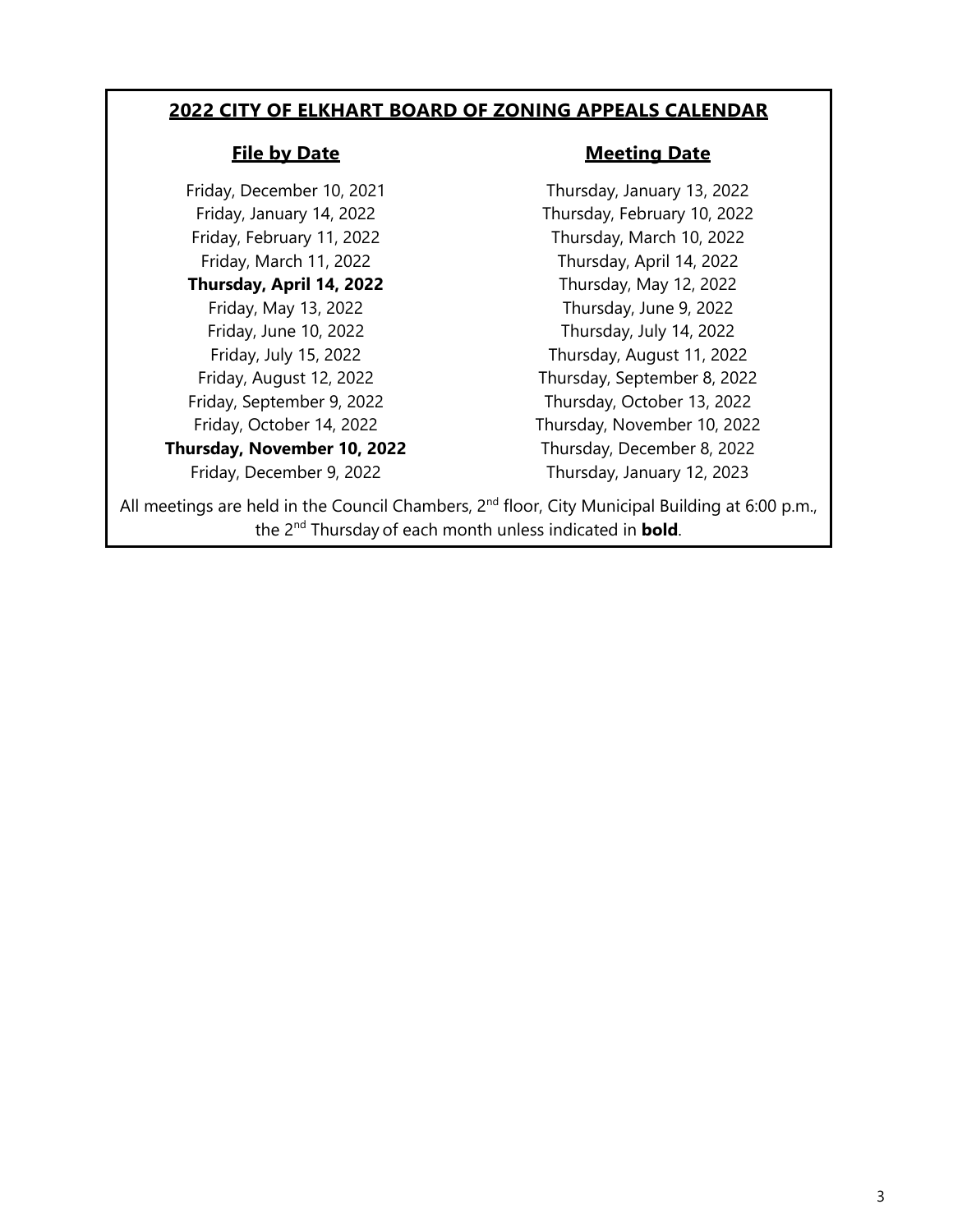## 2022 CITY OF ELKHART BOARD OF ZONING APPEALS CALENDAR

| File by Date | Meeting Date |
| --- | --- |
| Friday, December 10, 2021 | Thursday, January 13, 2022 |
| Friday, January 14, 2022 | Thursday, February 10, 2022 |
| Friday, February 11, 2022 | Thursday, March 10, 2022 |
| Friday, March 11, 2022 | Thursday, April 14, 2022 |
| **Thursday, April 14, 2022** | Thursday, May 12, 2022 |
| Friday, May 13, 2022 | Thursday, June 9, 2022 |
| Friday, June 10, 2022 | Thursday, July 14, 2022 |
| Friday, July 15, 2022 | Thursday, August 11, 2022 |
| Friday, August 12, 2022 | Thursday, September 8, 2022 |
| Friday, September 9, 2022 | Thursday, October 13, 2022 |
| Friday, October 14, 2022 | Thursday, November 10, 2022 |
| **Thursday, November 10, 2022** | Thursday, December 8, 2022 |
| Friday, December 9, 2022 | Thursday, January 12, 2023 |

All meetings are held in the Council Chambers, 2nd floor, City Municipal Building at 6:00 p.m., the 2nd Thursday of each month unless indicated in **bold**.